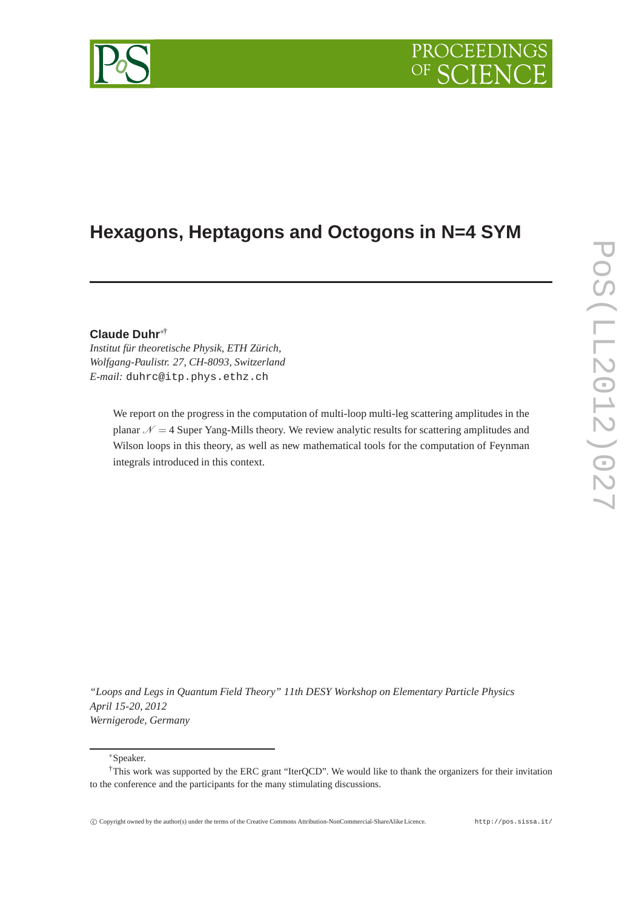# Hexagons, Heptagons and Octogons in N=4 SYM

**Claude Duhr**[*†]

*Institut für theoretische Physik, ETH Zürich,*
*Wolfgang-Paulistr. 27, CH-8093, Switzerland*
*E-mail:* duhrc@itp.phys.ethz.ch

We report on the progress in the computation of multi-loop multi-leg scattering amplitudes in the planar $\mathcal{N} = 4$ Super Yang-Mills theory. We review analytic results for scattering amplitudes and Wilson loops in this theory, as well as new mathematical tools for the computation of Feynman integrals introduced in this context.

*"Loops and Legs in Quantum Field Theory" 11th DESY Workshop on Elementary Particle Physics*
*April 15-20, 2012*
*Wernigerode, Germany*

[*]Speaker.

[†]This work was supported by the ERC grant "IterQCD". We would like to thank the organizers for their invitation to the conference and the participants for the many stimulating discussions.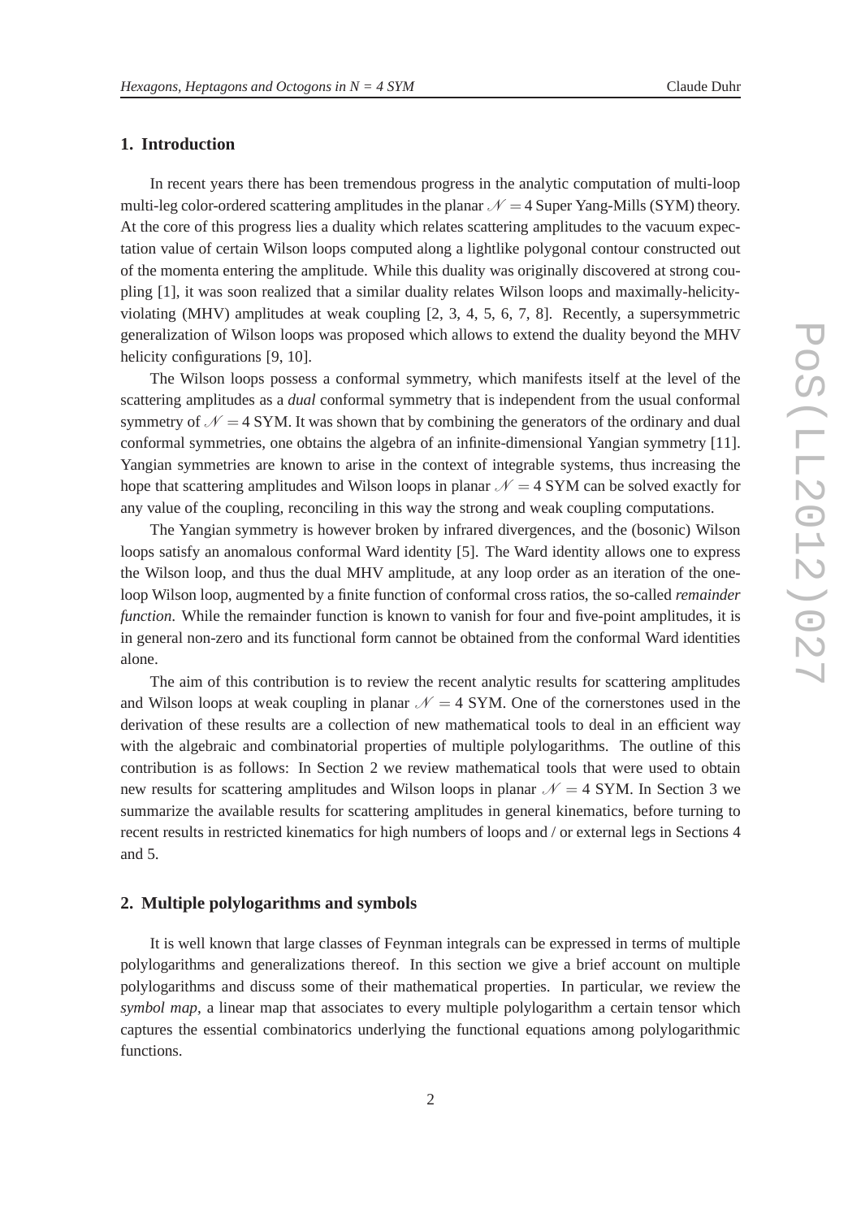## 1. Introduction

In recent years there has been tremendous progress in the analytic computation of multi-loop multi-leg color-ordered scattering amplitudes in the planar $\mathcal{N} = 4$ Super Yang-Mills (SYM) theory. At the core of this progress lies a duality which relates scattering amplitudes to the vacuum expectation value of certain Wilson loops computed along a lightlike polygonal contour constructed out of the momenta entering the amplitude. While this duality was originally discovered at strong coupling [1], it was soon realized that a similar duality relates Wilson loops and maximally-helicity-violating (MHV) amplitudes at weak coupling [2, 3, 4, 5, 6, 7, 8]. Recently, a supersymmetric generalization of Wilson loops was proposed which allows to extend the duality beyond the MHV helicity configurations [9, 10].

The Wilson loops possess a conformal symmetry, which manifests itself at the level of the scattering amplitudes as a *dual* conformal symmetry that is independent from the usual conformal symmetry of $\mathcal{N} = 4$ SYM. It was shown that by combining the generators of the ordinary and dual conformal symmetries, one obtains the algebra of an infinite-dimensional Yangian symmetry [11]. Yangian symmetries are known to arise in the context of integrable systems, thus increasing the hope that scattering amplitudes and Wilson loops in planar $\mathcal{N} = 4$ SYM can be solved exactly for any value of the coupling, reconciling in this way the strong and weak coupling computations.

The Yangian symmetry is however broken by infrared divergences, and the (bosonic) Wilson loops satisfy an anomalous conformal Ward identity [5]. The Ward identity allows one to express the Wilson loop, and thus the dual MHV amplitude, at any loop order as an iteration of the one-loop Wilson loop, augmented by a finite function of conformal cross ratios, the so-called *remainder function*. While the remainder function is known to vanish for four and five-point amplitudes, it is in general non-zero and its functional form cannot be obtained from the conformal Ward identities alone.

The aim of this contribution is to review the recent analytic results for scattering amplitudes and Wilson loops at weak coupling in planar $\mathcal{N} = 4$ SYM. One of the cornerstones used in the derivation of these results are a collection of new mathematical tools to deal in an efficient way with the algebraic and combinatorial properties of multiple polylogarithms. The outline of this contribution is as follows: In Section 2 we review mathematical tools that were used to obtain new results for scattering amplitudes and Wilson loops in planar $\mathcal{N} = 4$ SYM. In Section 3 we summarize the available results for scattering amplitudes in general kinematics, before turning to recent results in restricted kinematics for high numbers of loops and / or external legs in Sections 4 and 5.

## 2. Multiple polylogarithms and symbols

It is well known that large classes of Feynman integrals can be expressed in terms of multiple polylogarithms and generalizations thereof. In this section we give a brief account on multiple polylogarithms and discuss some of their mathematical properties. In particular, we review the *symbol map*, a linear map that associates to every multiple polylogarithm a certain tensor which captures the essential combinatorics underlying the functional equations among polylogarithmic functions.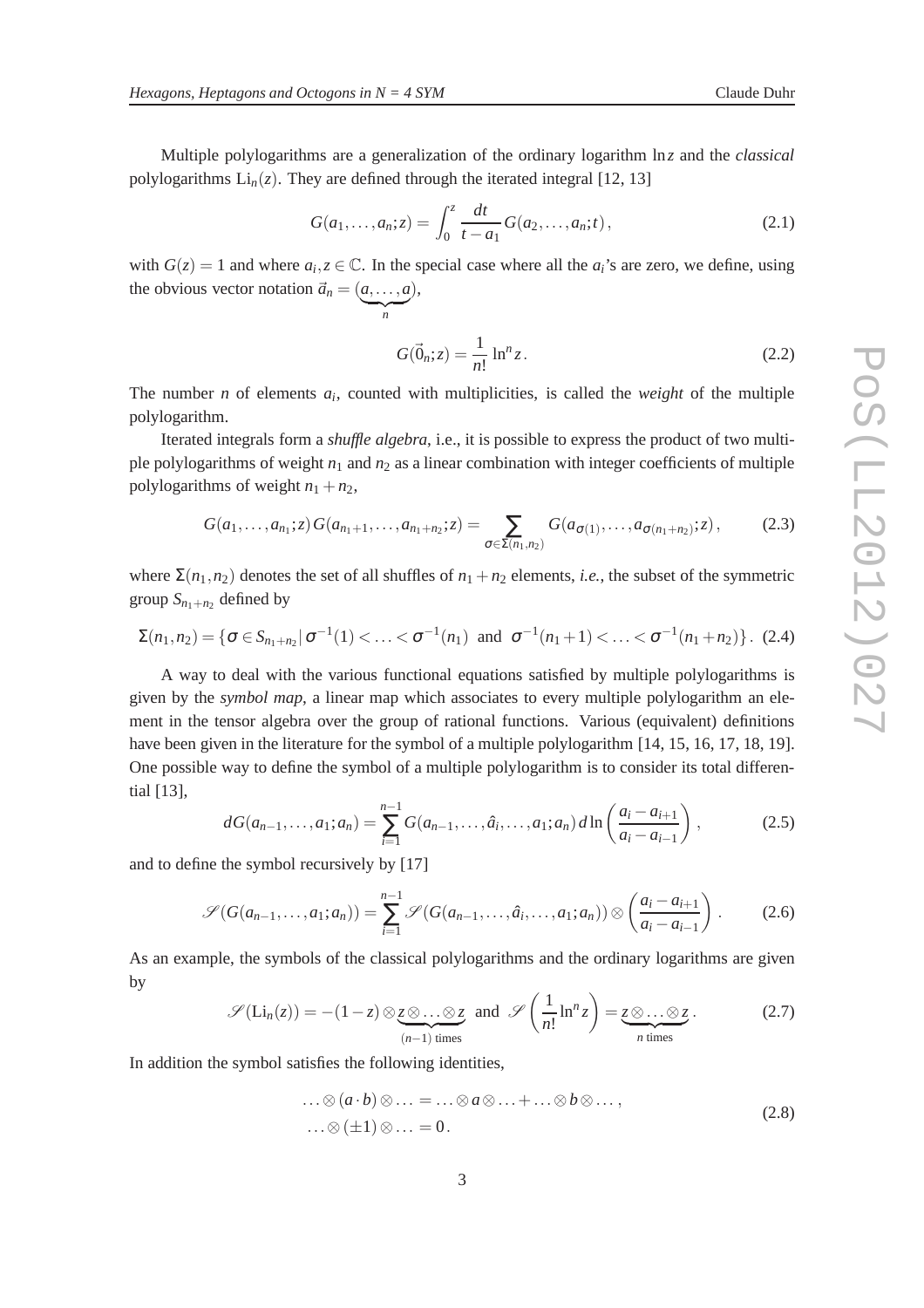Multiple polylogarithms are a generalization of the ordinary logarithm $\ln z$ and the *classical* polylogarithms $\text{Li}_n(z)$. They are defined through the iterated integral [12, 13]

$$G(a_1,\ldots,a_n;z) = \int_0^z \frac{dt}{t-a_1}\, G(a_2,\ldots,a_n;t)\,, \tag{2.1}$$

with $G(z)=1$ and where $a_i, z \in \mathbb{C}$. In the special case where all the $a_i$'s are zero, we define, using the obvious vector notation $\vec{a}_n = (\underbrace{a,\ldots,a}_{n})$,

$$G(\vec{0}_n;z) = \frac{1}{n!}\,\ln^n z\,. \tag{2.2}$$

The number $n$ of elements $a_i$, counted with multiplicities, is called the *weight* of the multiple polylogarithm.

Iterated integrals form a *shuffle algebra*, i.e., it is possible to express the product of two multiple polylogarithms of weight $n_1$ and $n_2$ as a linear combination with integer coefficients of multiple polylogarithms of weight $n_1+n_2$,

$$G(a_1,\ldots,a_{n_1};z)\, G(a_{n_1+1},\ldots,a_{n_1+n_2};z) = \sum_{\sigma\in\Sigma(n_1,n_2)} G(a_{\sigma(1)},\ldots,a_{\sigma(n_1+n_2)};z)\,, \tag{2.3}$$

where $\Sigma(n_1,n_2)$ denotes the set of all shuffles of $n_1+n_2$ elements, *i.e.*, the subset of the symmetric group $S_{n_1+n_2}$ defined by

$$\Sigma(n_1,n_2) = \{\sigma\in S_{n_1+n_2}\,|\, \sigma^{-1}(1)<\ldots<\sigma^{-1}(n_1) \text{ and } \sigma^{-1}(n_1+1)<\ldots<\sigma^{-1}(n_1+n_2)\}\,. \tag{2.4}$$

A way to deal with the various functional equations satisfied by multiple polylogarithms is given by the *symbol map*, a linear map which associates to every multiple polylogarithm an element in the tensor algebra over the group of rational functions. Various (equivalent) definitions have been given in the literature for the symbol of a multiple polylogarithm [14, 15, 16, 17, 18, 19]. One possible way to define the symbol of a multiple polylogarithm is to consider its total differential [13],

$$dG(a_{n-1},\ldots,a_1;a_n) = \sum_{i=1}^{n-1} G(a_{n-1},\ldots,\hat{a}_i,\ldots,a_1;a_n)\, d\ln\left(\frac{a_i-a_{i+1}}{a_i-a_{i-1}}\right)\,, \tag{2.5}$$

and to define the symbol recursively by [17]

$$\mathscr{S}(G(a_{n-1},\ldots,a_1;a_n)) = \sum_{i=1}^{n-1} \mathscr{S}(G(a_{n-1},\ldots,\hat{a}_i,\ldots,a_1;a_n))\otimes\left(\frac{a_i-a_{i+1}}{a_i-a_{i-1}}\right)\,. \tag{2.6}$$

As an example, the symbols of the classical polylogarithms and the ordinary logarithms are given by

$$\mathscr{S}(\text{Li}_n(z)) = -(1-z)\otimes\underbrace{z\otimes\ldots\otimes z}_{(n-1)\text{ times}} \text{ and } \mathscr{S}\left(\frac{1}{n!}\ln^n z\right) = \underbrace{z\otimes\ldots\otimes z}_{n \text{ times}}\,. \tag{2.7}$$

In addition the symbol satisfies the following identities,

$$\begin{aligned} &\ldots\otimes(a\cdot b)\otimes\ldots = \ldots\otimes a\otimes\ldots+\ldots\otimes b\otimes\ldots\,,\\ &\ldots\otimes(\pm1)\otimes\ldots = 0\,. \end{aligned} \tag{2.8}$$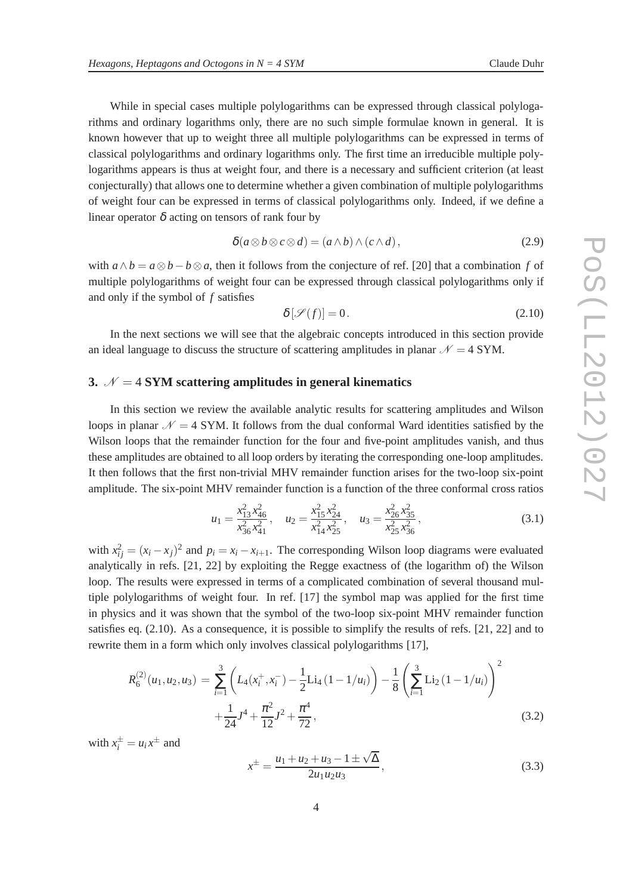While in special cases multiple polylogarithms can be expressed through classical polylogarithms and ordinary logarithms only, there are no such simple formulae known in general. It is known however that up to weight three all multiple polylogarithms can be expressed in terms of classical polylogarithms and ordinary logarithms only. The first time an irreducible multiple polylogarithms appears is thus at weight four, and there is a necessary and sufficient criterion (at least conjecturally) that allows one to determine whether a given combination of multiple polylogarithms of weight four can be expressed in terms of classical polylogarithms only. Indeed, if we define a linear operator $\delta$ acting on tensors of rank four by

$$\delta(a\otimes b\otimes c\otimes d) = (a\wedge b)\wedge(c\wedge d)\,, \tag{2.9}$$

with $a\wedge b = a\otimes b - b\otimes a$, then it follows from the conjecture of ref. [20] that a combination $f$ of multiple polylogarithms of weight four can be expressed through classical polylogarithms only if and only if the symbol of $f$ satisfies

$$\delta\left[\mathscr{S}(f)\right] = 0\,. \tag{2.10}$$

In the next sections we will see that the algebraic concepts introduced in this section provide an ideal language to discuss the structure of scattering amplitudes in planar $\mathscr{N}=4$ SYM.

## 3. $\mathscr{N}=4$ SYM scattering amplitudes in general kinematics

In this section we review the available analytic results for scattering amplitudes and Wilson loops in planar $\mathscr{N}=4$ SYM. It follows from the dual conformal Ward identities satisfied by the Wilson loops that the remainder function for the four and five-point amplitudes vanish, and thus these amplitudes are obtained to all loop orders by iterating the corresponding one-loop amplitudes. It then follows that the first non-trivial MHV remainder function arises for the two-loop six-point amplitude. The six-point MHV remainder function is a function of the three conformal cross ratios

$$u_1 = \frac{x_{13}^2\,x_{46}^2}{x_{36}^2\,x_{41}^2}\,,\quad u_2 = \frac{x_{15}^2\,x_{24}^2}{x_{14}^2\,x_{25}^2}\,,\quad u_3 = \frac{x_{26}^2\,x_{35}^2}{x_{25}^2\,x_{36}^2}\,, \tag{3.1}$$

with $x_{ij}^2 = (x_i - x_j)^2$ and $p_i = x_i - x_{i+1}$. The corresponding Wilson loop diagrams were evaluated analytically in refs. [21, 22] by exploiting the Regge exactness of (the logarithm of) the Wilson loop. The results were expressed in terms of a complicated combination of several thousand multiple polylogarithms of weight four. In ref. [17] the symbol map was applied for the first time in physics and it was shown that the symbol of the two-loop six-point MHV remainder function satisfies eq. (2.10). As a consequence, it is possible to simplify the results of refs. [21, 22] and to rewrite them in a form which only involves classical polylogarithms [17],

$$\begin{aligned} R_6^{(2)}(u_1,u_2,u_3) \,=\, & \sum_{i=1}^{3}\left(L_4(x_i^+,x_i^-) - \frac{1}{2}\text{Li}_4\left(1-1/u_i\right)\right) - \frac{1}{8}\left(\sum_{i=1}^{3}\text{Li}_2\left(1-1/u_i\right)\right)^2 \\ & + \frac{1}{24}J^4 + \frac{\pi^2}{12}J^2 + \frac{\pi^4}{72}\,, \end{aligned} \tag{3.2}$$

with $x_i^{\pm} = u_i x^{\pm}$ and

$$x^{\pm} = \frac{u_1+u_2+u_3-1\pm\sqrt{\Delta}}{2u_1u_2u_3}\,, \tag{3.3}$$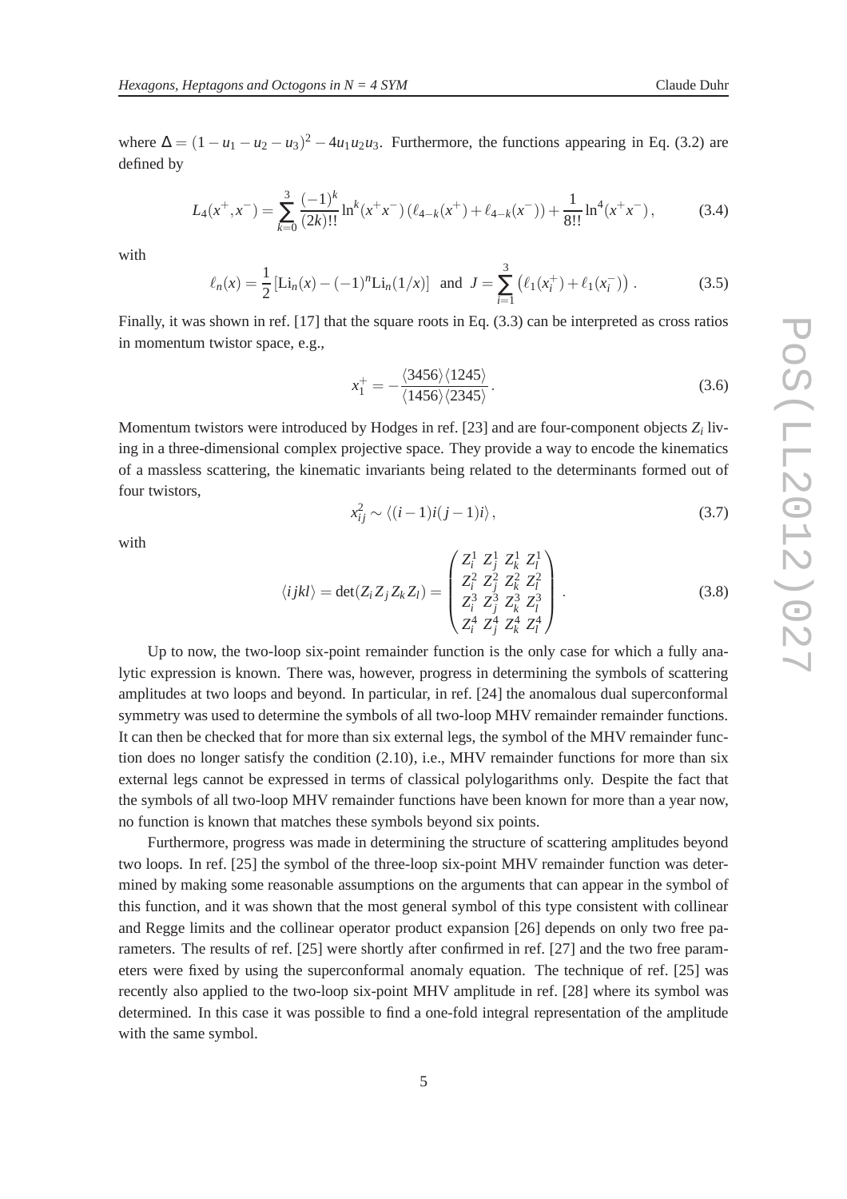where $\Delta = (1-u_1-u_2-u_3)^2 - 4u_1u_2u_3$. Furthermore, the functions appearing in Eq. (3.2) are defined by

$$L_4(x^+,x^-) = \sum_{k=0}^{3} \frac{(-1)^k}{(2k)!!} \ln^k(x^+x^-)\left(\ell_{4-k}(x^+) + \ell_{4-k}(x^-)\right) + \frac{1}{8!!}\ln^4(x^+x^-)\,, \tag{3.4}$$

with

$$\ell_n(x) = \frac{1}{2}\left[\mathrm{Li}_n(x) - (-1)^n \mathrm{Li}_n(1/x)\right] \;\; \text{and} \;\; J = \sum_{i=1}^{3}\left(\ell_1(x_i^+) + \ell_1(x_i^-)\right). \tag{3.5}$$

Finally, it was shown in ref. [17] that the square roots in Eq. (3.3) can be interpreted as cross ratios in momentum twistor space, e.g.,

$$x_1^+ = -\frac{\langle 3456\rangle\langle 1245\rangle}{\langle 1456\rangle\langle 2345\rangle}. \tag{3.6}$$

Momentum twistors were introduced by Hodges in ref. [23] and are four-component objects $Z_i$ living in a three-dimensional complex projective space. They provide a way to encode the kinematics of a massless scattering, the kinematic invariants being related to the determinants formed out of four twistors,

$$x_{ij}^2 \sim \langle (i-1)i(j-1)i\rangle\,, \tag{3.7}$$

with

$$\langle ijkl\rangle = \det(Z_i Z_j Z_k Z_l) = \begin{pmatrix} Z_i^1 & Z_j^1 & Z_k^1 & Z_l^1 \\ Z_i^2 & Z_j^2 & Z_k^2 & Z_l^2 \\ Z_i^3 & Z_j^3 & Z_k^3 & Z_l^3 \\ Z_i^4 & Z_j^4 & Z_k^4 & Z_l^4 \end{pmatrix}. \tag{3.8}$$

Up to now, the two-loop six-point remainder function is the only case for which a fully analytic expression is known. There was, however, progress in determining the symbols of scattering amplitudes at two loops and beyond. In particular, in ref. [24] the anomalous dual superconformal symmetry was used to determine the symbols of all two-loop MHV remainder remainder functions. It can then be checked that for more than six external legs, the symbol of the MHV remainder function does no longer satisfy the condition (2.10), i.e., MHV remainder functions for more than six external legs cannot be expressed in terms of classical polylogarithms only. Despite the fact that the symbols of all two-loop MHV remainder functions have been known for more than a year now, no function is known that matches these symbols beyond six points.

Furthermore, progress was made in determining the structure of scattering amplitudes beyond two loops. In ref. [25] the symbol of the three-loop six-point MHV remainder function was determined by making some reasonable assumptions on the arguments that can appear in the symbol of this function, and it was shown that the most general symbol of this type consistent with collinear and Regge limits and the collinear operator product expansion [26] depends on only two free parameters. The results of ref. [25] were shortly after confirmed in ref. [27] and the two free parameters were fixed by using the superconformal anomaly equation. The technique of ref. [25] was recently also applied to the two-loop six-point MHV amplitude in ref. [28] where its symbol was determined. In this case it was possible to find a one-fold integral representation of the amplitude with the same symbol.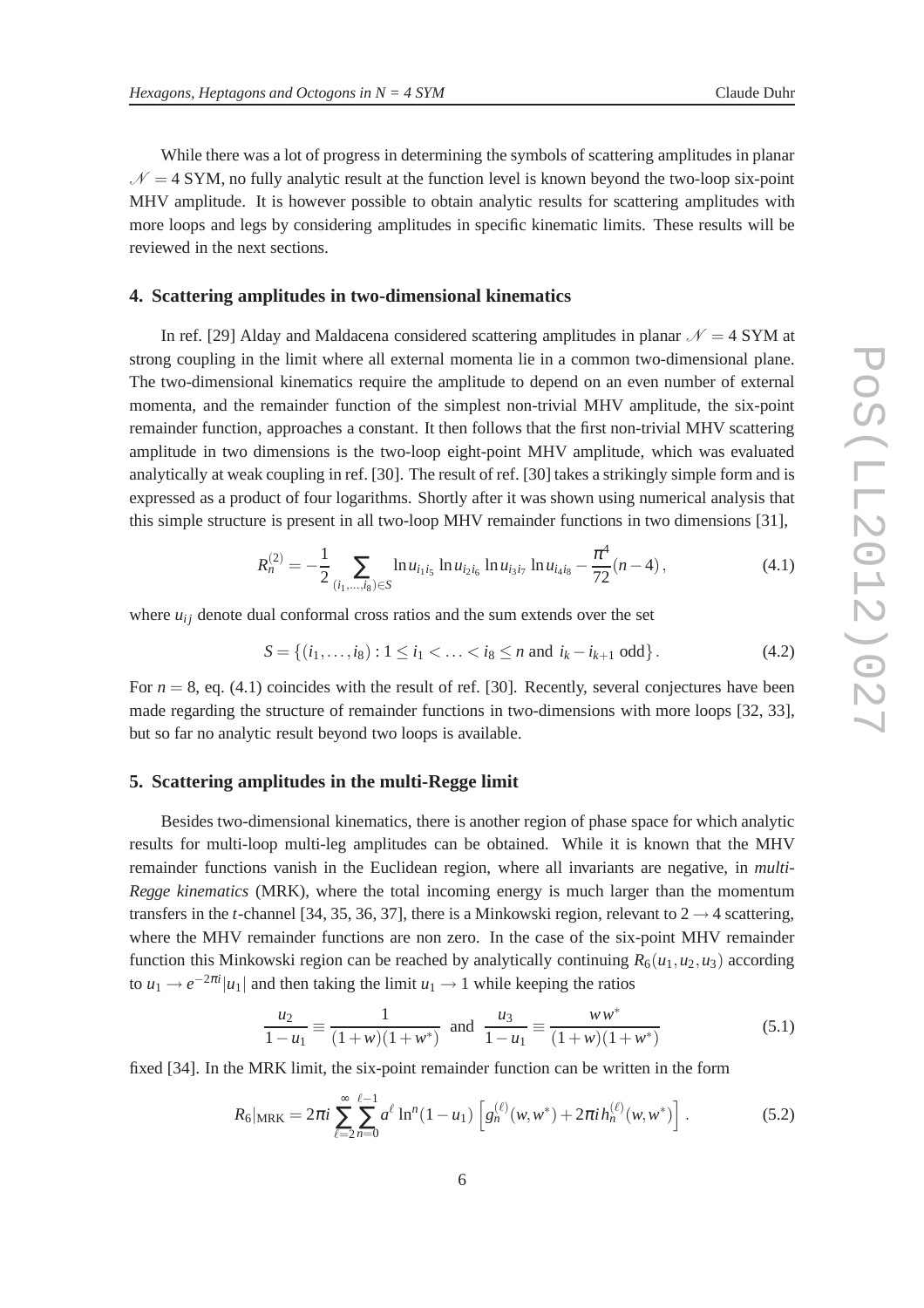While there was a lot of progress in determining the symbols of scattering amplitudes in planar $\mathcal{N} = 4$ SYM, no fully analytic result at the function level is known beyond the two-loop six-point MHV amplitude. It is however possible to obtain analytic results for scattering amplitudes with more loops and legs by considering amplitudes in specific kinematic limits. These results will be reviewed in the next sections.

## 4. Scattering amplitudes in two-dimensional kinematics

In ref. [29] Alday and Maldacena considered scattering amplitudes in planar $\mathcal{N} = 4$ SYM at strong coupling in the limit where all external momenta lie in a common two-dimensional plane. The two-dimensional kinematics require the amplitude to depend on an even number of external momenta, and the remainder function of the simplest non-trivial MHV amplitude, the six-point remainder function, approaches a constant. It then follows that the first non-trivial MHV scattering amplitude in two dimensions is the two-loop eight-point MHV amplitude, which was evaluated analytically at weak coupling in ref. [30]. The result of ref. [30] takes a strikingly simple form and is expressed as a product of four logarithms. Shortly after it was shown using numerical analysis that this simple structure is present in all two-loop MHV remainder functions in two dimensions [31],

$$R_n^{(2)} = -\frac{1}{2} \sum_{(i_1,\ldots,i_8)\in S} \ln u_{i_1 i_5} \ln u_{i_2 i_6} \ln u_{i_3 i_7} \ln u_{i_4 i_8} - \frac{\pi^4}{72}(n-4)\,, \tag{4.1}$$

where $u_{ij}$ denote dual conformal cross ratios and the sum extends over the set

$$S = \{(i_1,\ldots,i_8) : 1 \le i_1 < \ldots < i_8 \le n \text{ and } i_k - i_{k+1} \text{ odd}\}\,. \tag{4.2}$$

For $n = 8$, eq. (4.1) coincides with the result of ref. [30]. Recently, several conjectures have been made regarding the structure of remainder functions in two-dimensions with more loops [32, 33], but so far no analytic result beyond two loops is available.

## 5. Scattering amplitudes in the multi-Regge limit

Besides two-dimensional kinematics, there is another region of phase space for which analytic results for multi-loop multi-leg amplitudes can be obtained. While it is known that the MHV remainder functions vanish in the Euclidean region, where all invariants are negative, in *multi-Regge kinematics* (MRK), where the total incoming energy is much larger than the momentum transfers in the $t$-channel [34, 35, 36, 37], there is a Minkowski region, relevant to $2 \to 4$ scattering, where the MHV remainder functions are non zero. In the case of the six-point MHV remainder function this Minkowski region can be reached by analytically continuing $R_6(u_1,u_2,u_3)$ according to $u_1 \to e^{-2\pi i}|u_1|$ and then taking the limit $u_1 \to 1$ while keeping the ratios

$$\frac{u_2}{1-u_1} \equiv \frac{1}{(1+w)(1+w^*)} \quad \text{and} \quad \frac{u_3}{1-u_1} \equiv \frac{w\,w^*}{(1+w)(1+w^*)} \tag{5.1}$$

fixed [34]. In the MRK limit, the six-point remainder function can be written in the form

$$R_6|_{\text{MRK}} = 2\pi i \sum_{\ell=2}^{\infty} \sum_{n=0}^{\ell-1} a^\ell \ln^n(1-u_1) \left[ g_n^{(\ell)}(w,w^*) + 2\pi i\, h_n^{(\ell)}(w,w^*) \right]. \tag{5.2}$$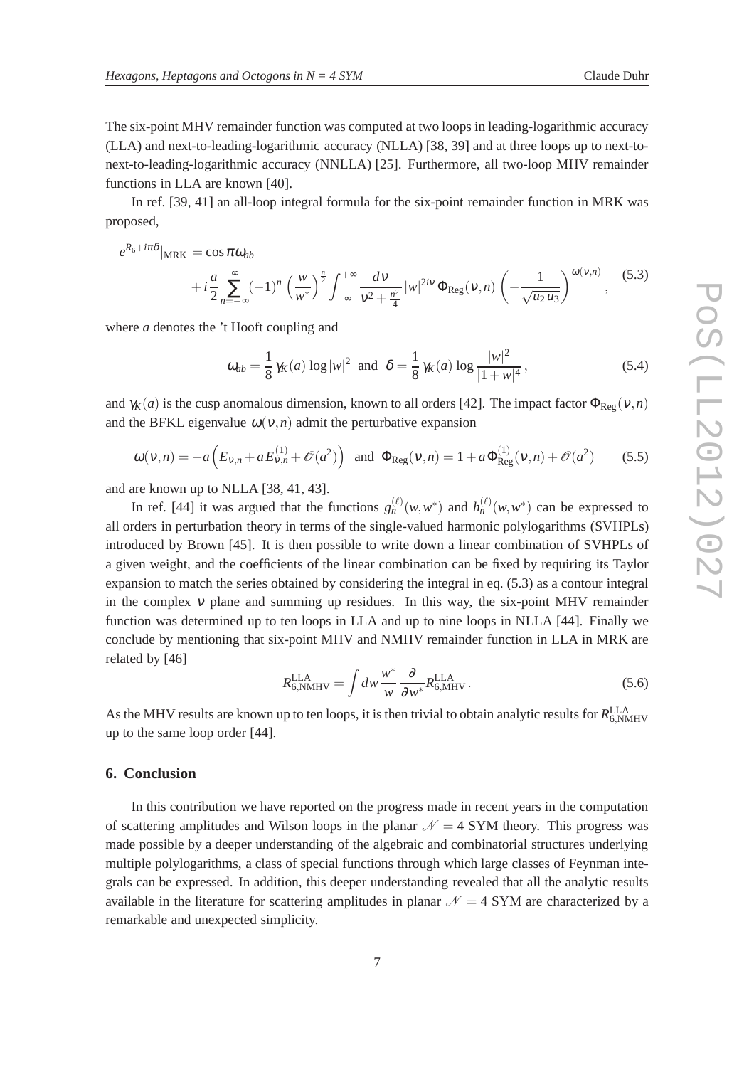The six-point MHV remainder function was computed at two loops in leading-logarithmic accuracy (LLA) and next-to-leading-logarithmic accuracy (NLLA) [38, 39] and at three loops up to next-to-next-to-leading-logarithmic accuracy (NNLLA) [25]. Furthermore, all two-loop MHV remainder functions in LLA are known [40].

In ref. [39, 41] an all-loop integral formula for the six-point remainder function in MRK was proposed,

$$
\begin{aligned}
e^{R_6+i\pi\delta}|_{\mathrm{MRK}} &= \cos\pi\omega_{ab} \\
&+ i\frac{a}{2}\sum_{n=-\infty}^{\infty}(-1)^n\left(\frac{w}{w^*}\right)^{\frac{n}{2}}\int_{-\infty}^{+\infty}\frac{d\nu}{\nu^2+\frac{n^2}{4}}|w|^{2i\nu}\,\Phi_{\mathrm{Reg}}(\nu,n)\left(-\frac{1}{\sqrt{u_2\,u_3}}\right)^{\omega(\nu,n)},
\end{aligned}
\tag{5.3}
$$

where $a$ denotes the 't Hooft coupling and

$$
\omega_{ab} = \frac{1}{8}\,\gamma_K(a)\,\log|w|^2 \quad\text{and}\quad \delta = \frac{1}{8}\,\gamma_K(a)\,\log\frac{|w|^2}{|1+w|^4}\,,
\tag{5.4}
$$

and $\gamma_K(a)$ is the cusp anomalous dimension, known to all orders [42]. The impact factor $\Phi_{\mathrm{Reg}}(\nu,n)$ and the BFKL eigenvalue $\omega(\nu,n)$ admit the perturbative expansion

$$
\omega(\nu,n) = -a\left(E_{\nu,n}+a\,E^{(1)}_{\nu,n}+\mathscr{O}(a^2)\right) \quad\text{and}\quad \Phi_{\mathrm{Reg}}(\nu,n) = 1+a\,\Phi^{(1)}_{\mathrm{Reg}}(\nu,n)+\mathscr{O}(a^2)
\tag{5.5}
$$

and are known up to NLLA [38, 41, 43].

In ref. [44] it was argued that the functions $g_n^{(\ell)}(w,w^*)$ and $h_n^{(\ell)}(w,w^*)$ can be expressed to all orders in perturbation theory in terms of the single-valued harmonic polylogarithms (SVHPLs) introduced by Brown [45]. It is then possible to write down a linear combination of SVHPLs of a given weight, and the coefficients of the linear combination can be fixed by requiring its Taylor expansion to match the series obtained by considering the integral in eq. (5.3) as a contour integral in the complex $\nu$ plane and summing up residues. In this way, the six-point MHV remainder function was determined up to ten loops in LLA and up to nine loops in NLLA [44]. Finally we conclude by mentioning that six-point MHV and NMHV remainder function in LLA in MRK are related by [46]

$$
R^{\mathrm{LLA}}_{6,\mathrm{NMHV}} = \int dw\,\frac{w^*}{w}\,\frac{\partial}{\partial w^*}R^{\mathrm{LLA}}_{6,\mathrm{MHV}}\,.
\tag{5.6}
$$

As the MHV results are known up to ten loops, it is then trivial to obtain analytic results for $R^{\mathrm{LLA}}_{6,\mathrm{NMHV}}$ up to the same loop order [44].

## 6. Conclusion

In this contribution we have reported on the progress made in recent years in the computation of scattering amplitudes and Wilson loops in the planar $\mathscr{N}=4$ SYM theory. This progress was made possible by a deeper understanding of the algebraic and combinatorial structures underlying multiple polylogarithms, a class of special functions through which large classes of Feynman integrals can be expressed. In addition, this deeper understanding revealed that all the analytic results available in the literature for scattering amplitudes in planar $\mathscr{N}=4$ SYM are characterized by a remarkable and unexpected simplicity.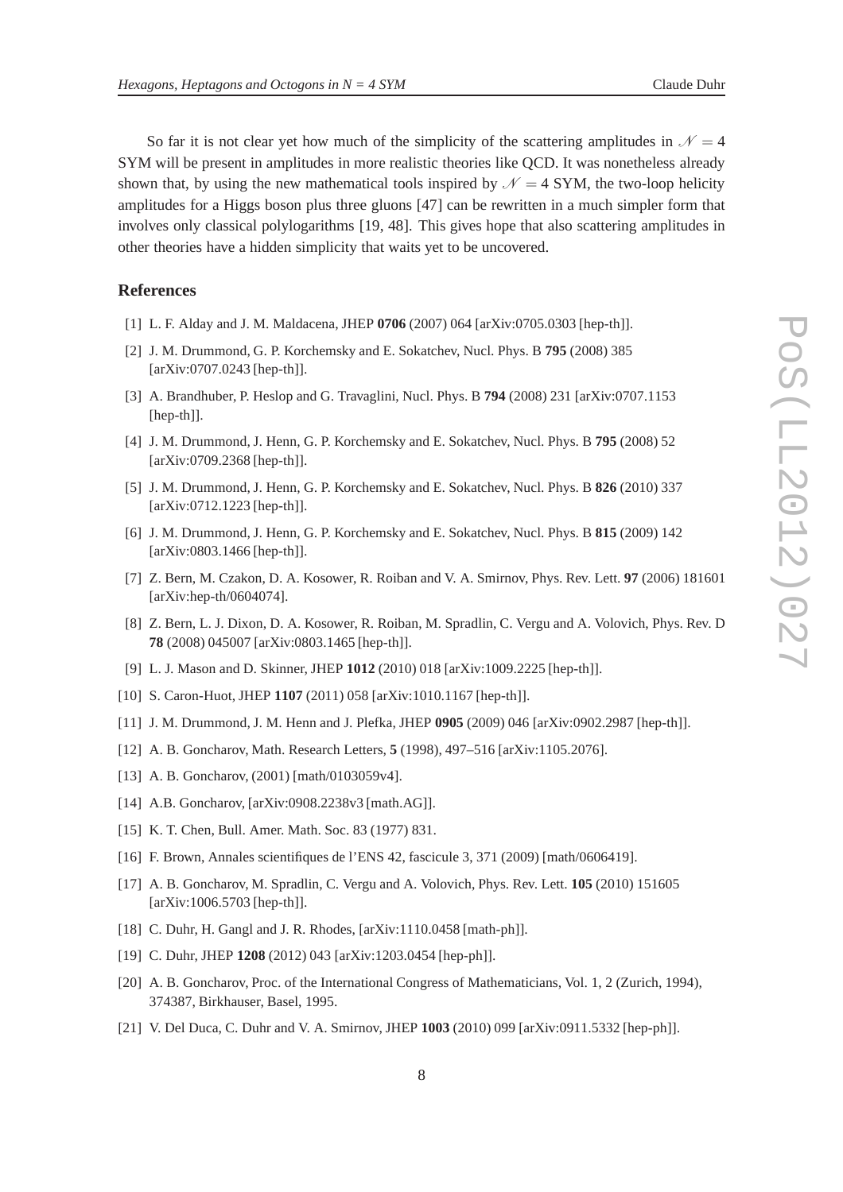So far it is not clear yet how much of the simplicity of the scattering amplitudes in $\mathcal{N} = 4$ SYM will be present in amplitudes in more realistic theories like QCD. It was nonetheless already shown that, by using the new mathematical tools inspired by $\mathcal{N} = 4$ SYM, the two-loop helicity amplitudes for a Higgs boson plus three gluons [47] can be rewritten in a much simpler form that involves only classical polylogarithms [19, 48]. This gives hope that also scattering amplitudes in other theories have a hidden simplicity that waits yet to be uncovered.

## References

[1] L. F. Alday and J. M. Maldacena, JHEP **0706** (2007) 064 [arXiv:0705.0303 [hep-th]].

[2] J. M. Drummond, G. P. Korchemsky and E. Sokatchev, Nucl. Phys. B **795** (2008) 385 [arXiv:0707.0243 [hep-th]].

[3] A. Brandhuber, P. Heslop and G. Travaglini, Nucl. Phys. B **794** (2008) 231 [arXiv:0707.1153 [hep-th]].

[4] J. M. Drummond, J. Henn, G. P. Korchemsky and E. Sokatchev, Nucl. Phys. B **795** (2008) 52 [arXiv:0709.2368 [hep-th]].

[5] J. M. Drummond, J. Henn, G. P. Korchemsky and E. Sokatchev, Nucl. Phys. B **826** (2010) 337 [arXiv:0712.1223 [hep-th]].

[6] J. M. Drummond, J. Henn, G. P. Korchemsky and E. Sokatchev, Nucl. Phys. B **815** (2009) 142 [arXiv:0803.1466 [hep-th]].

[7] Z. Bern, M. Czakon, D. A. Kosower, R. Roiban and V. A. Smirnov, Phys. Rev. Lett. **97** (2006) 181601 [arXiv:hep-th/0604074].

[8] Z. Bern, L. J. Dixon, D. A. Kosower, R. Roiban, M. Spradlin, C. Vergu and A. Volovich, Phys. Rev. D **78** (2008) 045007 [arXiv:0803.1465 [hep-th]].

[9] L. J. Mason and D. Skinner, JHEP **1012** (2010) 018 [arXiv:1009.2225 [hep-th]].

[10] S. Caron-Huot, JHEP **1107** (2011) 058 [arXiv:1010.1167 [hep-th]].

[11] J. M. Drummond, J. M. Henn and J. Plefka, JHEP **0905** (2009) 046 [arXiv:0902.2987 [hep-th]].

[12] A. B. Goncharov, Math. Research Letters, **5** (1998), 497–516 [arXiv:1105.2076].

[13] A. B. Goncharov, (2001) [math/0103059v4].

[14] A.B. Goncharov, [arXiv:0908.2238v3 [math.AG]].

[15] K. T. Chen, Bull. Amer. Math. Soc. 83 (1977) 831.

[16] F. Brown, Annales scientifiques de l'ENS 42, fascicule 3, 371 (2009) [math/0606419].

[17] A. B. Goncharov, M. Spradlin, C. Vergu and A. Volovich, Phys. Rev. Lett. **105** (2010) 151605 [arXiv:1006.5703 [hep-th]].

[18] C. Duhr, H. Gangl and J. R. Rhodes, [arXiv:1110.0458 [math-ph]].

[19] C. Duhr, JHEP **1208** (2012) 043 [arXiv:1203.0454 [hep-ph]].

[20] A. B. Goncharov, Proc. of the International Congress of Mathematicians, Vol. 1, 2 (Zurich, 1994), 374387, Birkhauser, Basel, 1995.

[21] V. Del Duca, C. Duhr and V. A. Smirnov, JHEP **1003** (2010) 099 [arXiv:0911.5332 [hep-ph]].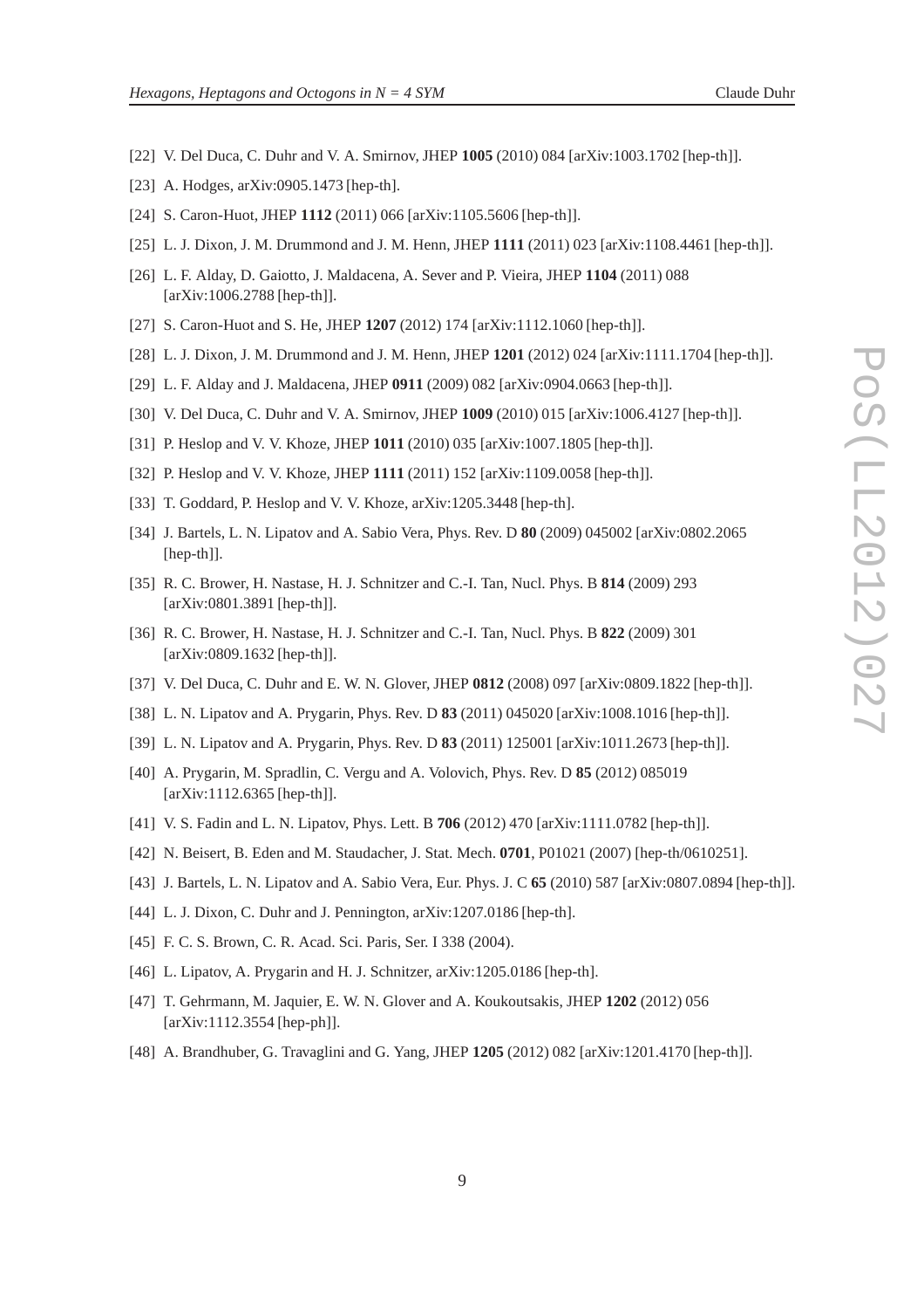[22] V. Del Duca, C. Duhr and V. A. Smirnov, JHEP **1005** (2010) 084 [arXiv:1003.1702 [hep-th]].

[23] A. Hodges, arXiv:0905.1473 [hep-th].

[24] S. Caron-Huot, JHEP **1112** (2011) 066 [arXiv:1105.5606 [hep-th]].

[25] L. J. Dixon, J. M. Drummond and J. M. Henn, JHEP **1111** (2011) 023 [arXiv:1108.4461 [hep-th]].

[26] L. F. Alday, D. Gaiotto, J. Maldacena, A. Sever and P. Vieira, JHEP **1104** (2011) 088 [arXiv:1006.2788 [hep-th]].

[27] S. Caron-Huot and S. He, JHEP **1207** (2012) 174 [arXiv:1112.1060 [hep-th]].

[28] L. J. Dixon, J. M. Drummond and J. M. Henn, JHEP **1201** (2012) 024 [arXiv:1111.1704 [hep-th]].

[29] L. F. Alday and J. Maldacena, JHEP **0911** (2009) 082 [arXiv:0904.0663 [hep-th]].

[30] V. Del Duca, C. Duhr and V. A. Smirnov, JHEP **1009** (2010) 015 [arXiv:1006.4127 [hep-th]].

[31] P. Heslop and V. V. Khoze, JHEP **1011** (2010) 035 [arXiv:1007.1805 [hep-th]].

[32] P. Heslop and V. V. Khoze, JHEP **1111** (2011) 152 [arXiv:1109.0058 [hep-th]].

[33] T. Goddard, P. Heslop and V. V. Khoze, arXiv:1205.3448 [hep-th].

[34] J. Bartels, L. N. Lipatov and A. Sabio Vera, Phys. Rev. D **80** (2009) 045002 [arXiv:0802.2065 [hep-th]].

[35] R. C. Brower, H. Nastase, H. J. Schnitzer and C.-I. Tan, Nucl. Phys. B **814** (2009) 293 [arXiv:0801.3891 [hep-th]].

[36] R. C. Brower, H. Nastase, H. J. Schnitzer and C.-I. Tan, Nucl. Phys. B **822** (2009) 301 [arXiv:0809.1632 [hep-th]].

[37] V. Del Duca, C. Duhr and E. W. N. Glover, JHEP **0812** (2008) 097 [arXiv:0809.1822 [hep-th]].

[38] L. N. Lipatov and A. Prygarin, Phys. Rev. D **83** (2011) 045020 [arXiv:1008.1016 [hep-th]].

[39] L. N. Lipatov and A. Prygarin, Phys. Rev. D **83** (2011) 125001 [arXiv:1011.2673 [hep-th]].

[40] A. Prygarin, M. Spradlin, C. Vergu and A. Volovich, Phys. Rev. D **85** (2012) 085019 [arXiv:1112.6365 [hep-th]].

[41] V. S. Fadin and L. N. Lipatov, Phys. Lett. B **706** (2012) 470 [arXiv:1111.0782 [hep-th]].

[42] N. Beisert, B. Eden and M. Staudacher, J. Stat. Mech. **0701**, P01021 (2007) [hep-th/0610251].

[43] J. Bartels, L. N. Lipatov and A. Sabio Vera, Eur. Phys. J. C **65** (2010) 587 [arXiv:0807.0894 [hep-th]].

[44] L. J. Dixon, C. Duhr and J. Pennington, arXiv:1207.0186 [hep-th].

[45] F. C. S. Brown, C. R. Acad. Sci. Paris, Ser. I 338 (2004).

[46] L. Lipatov, A. Prygarin and H. J. Schnitzer, arXiv:1205.0186 [hep-th].

[47] T. Gehrmann, M. Jaquier, E. W. N. Glover and A. Koukoutsakis, JHEP **1202** (2012) 056 [arXiv:1112.3554 [hep-ph]].

[48] A. Brandhuber, G. Travaglini and G. Yang, JHEP **1205** (2012) 082 [arXiv:1201.4170 [hep-th]].